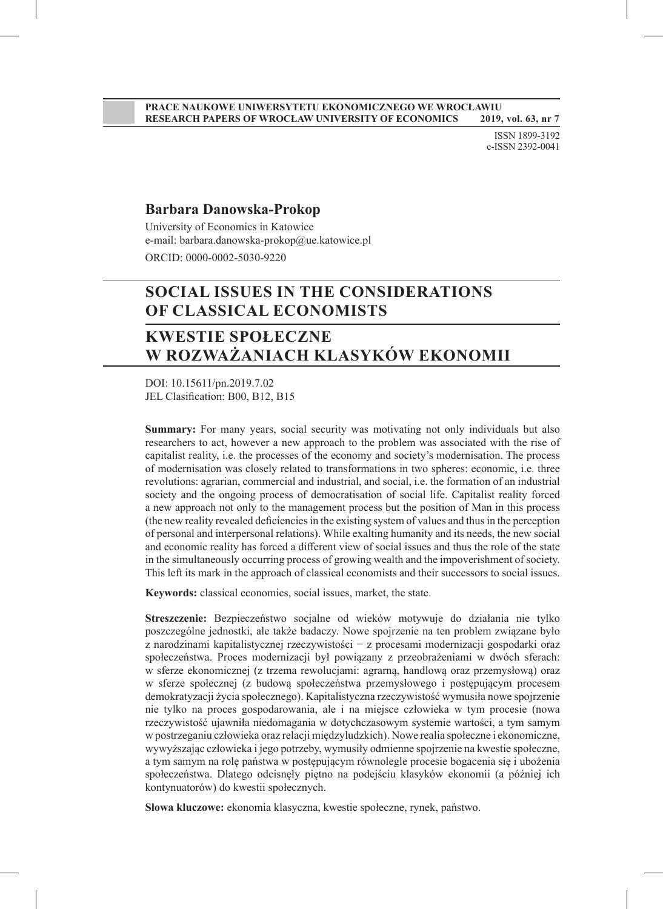**PRACE NAUKOWE UNIWERSYTETU EKONOMICZNEGO WE WROCŁAWIU**
**RESEARCH PAPERS OF WROCŁAW UNIVERSITY OF ECONOMICS 2019, vol. 63, nr 7**

ISSN 1899-3192
e-ISSN 2392-0041

## Barbara Danowska-Prokop

University of Economics in Katowice
e-mail: barbara.danowska-prokop@ue.katowice.pl
ORCID: 0000-0002-5030-9220

# SOCIAL ISSUES IN THE CONSIDERATIONS OF CLASSICAL ECONOMISTS

# KWESTIE SPOŁECZNE W ROZWAŻANIACH KLASYKÓW EKONOMII

DOI: 10.15611/pn.2019.7.02
JEL Clasification: B00, B12, B15

**Summary:** For many years, social security was motivating not only individuals but also researchers to act, however a new approach to the problem was associated with the rise of capitalist reality, i.e. the processes of the economy and society's modernisation. The process of modernisation was closely related to transformations in two spheres: economic, i.e. three revolutions: agrarian, commercial and industrial, and social, i.e. the formation of an industrial society and the ongoing process of democratisation of social life. Capitalist reality forced a new approach not only to the management process but the position of Man in this process (the new reality revealed deficiencies in the existing system of values and thus in the perception of personal and interpersonal relations). While exalting humanity and its needs, the new social and economic reality has forced a different view of social issues and thus the role of the state in the simultaneously occurring process of growing wealth and the impoverishment of society. This left its mark in the approach of classical economists and their successors to social issues.

**Keywords:** classical economics, social issues, market, the state.

**Streszczenie:** Bezpieczeństwo socjalne od wieków motywuje do działania nie tylko poszczególne jednostki, ale także badaczy. Nowe spojrzenie na ten problem związane było z narodzinami kapitalistycznej rzeczywistości − z procesami modernizacji gospodarki oraz społeczeństwa. Proces modernizacji był powiązany z przeobrażeniami w dwóch sferach: w sferze ekonomicznej (z trzema rewolucjami: agrarną, handlową oraz przemysłową) oraz w sferze społecznej (z budową społeczeństwa przemysłowego i postępującym procesem demokratyzacji życia społecznego). Kapitalistyczna rzeczywistość wymusiła nowe spojrzenie nie tylko na proces gospodarowania, ale i na miejsce człowieka w tym procesie (nowa rzeczywistość ujawniła niedomagania w dotychczasowym systemie wartości, a tym samym w postrzeganiu człowieka oraz relacji międzyludzkich). Nowe realia społeczne i ekonomiczne, wywyższając człowieka i jego potrzeby, wymusiły odmienne spojrzenie na kwestie społeczne, a tym samym na rolę państwa w postępującym równolegle procesie bogacenia się i ubożenia społeczeństwa. Dlatego odcisnęły piętno na podejściu klasyków ekonomii (a później ich kontynuatorów) do kwestii społecznych.

**Słowa kluczowe:** ekonomia klasyczna, kwestie społeczne, rynek, państwo.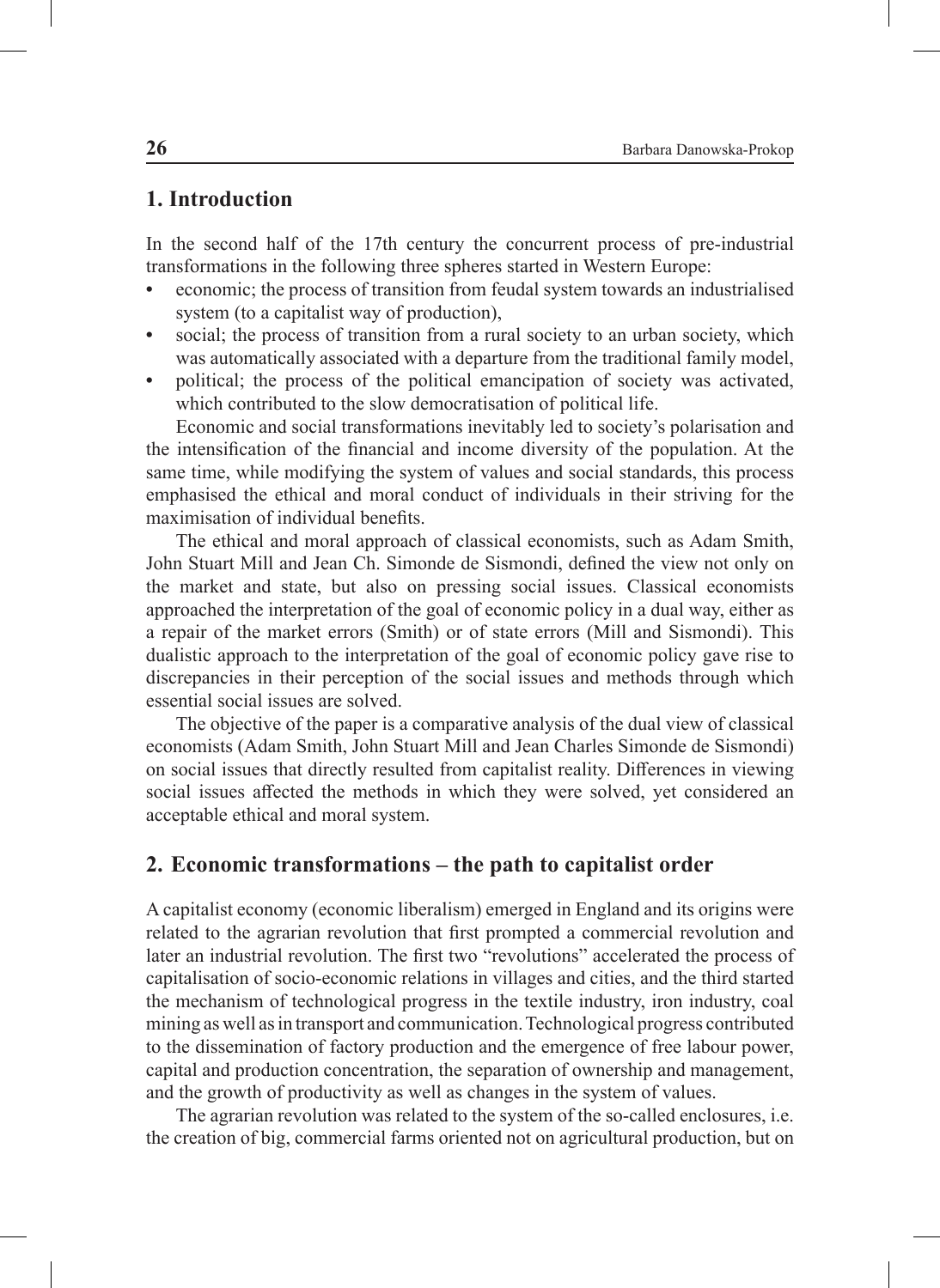## 1. Introduction

In the second half of the 17th century the concurrent process of pre-industrial transformations in the following three spheres started in Western Europe:

- economic; the process of transition from feudal system towards an industrialised system (to a capitalist way of production),
- social; the process of transition from a rural society to an urban society, which was automatically associated with a departure from the traditional family model,
- political; the process of the political emancipation of society was activated, which contributed to the slow democratisation of political life.

Economic and social transformations inevitably led to society's polarisation and the intensification of the financial and income diversity of the population. At the same time, while modifying the system of values and social standards, this process emphasised the ethical and moral conduct of individuals in their striving for the maximisation of individual benefits.

The ethical and moral approach of classical economists, such as Adam Smith, John Stuart Mill and Jean Ch. Simonde de Sismondi, defined the view not only on the market and state, but also on pressing social issues. Classical economists approached the interpretation of the goal of economic policy in a dual way, either as a repair of the market errors (Smith) or of state errors (Mill and Sismondi). This dualistic approach to the interpretation of the goal of economic policy gave rise to discrepancies in their perception of the social issues and methods through which essential social issues are solved.

The objective of the paper is a comparative analysis of the dual view of classical economists (Adam Smith, John Stuart Mill and Jean Charles Simonde de Sismondi) on social issues that directly resulted from capitalist reality. Differences in viewing social issues affected the methods in which they were solved, yet considered an acceptable ethical and moral system.

## 2. Economic transformations – the path to capitalist order

A capitalist economy (economic liberalism) emerged in England and its origins were related to the agrarian revolution that first prompted a commercial revolution and later an industrial revolution. The first two "revolutions" accelerated the process of capitalisation of socio-economic relations in villages and cities, and the third started the mechanism of technological progress in the textile industry, iron industry, coal mining as well as in transport and communication. Technological progress contributed to the dissemination of factory production and the emergence of free labour power, capital and production concentration, the separation of ownership and management, and the growth of productivity as well as changes in the system of values.

The agrarian revolution was related to the system of the so-called enclosures, i.e. the creation of big, commercial farms oriented not on agricultural production, but on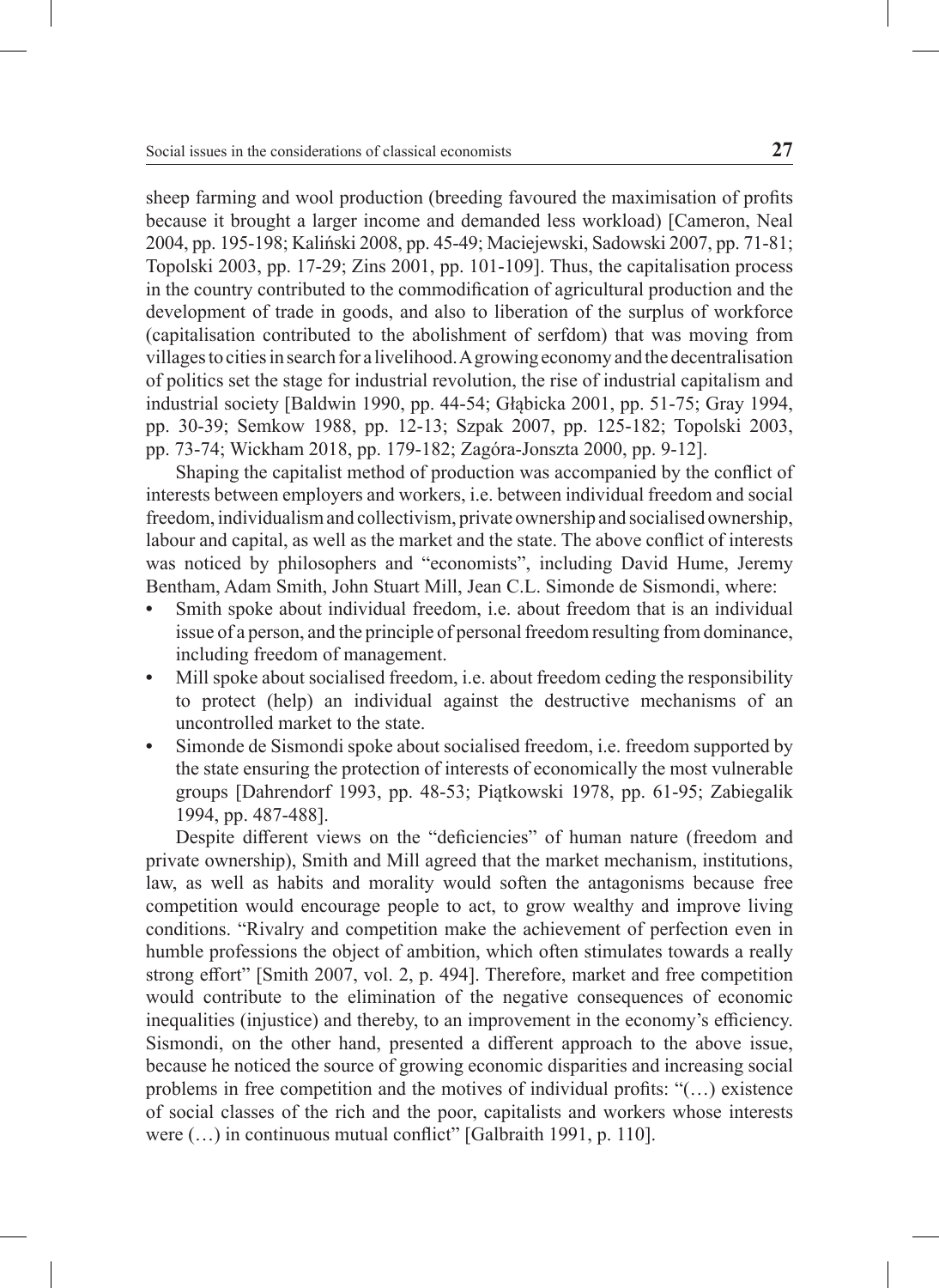sheep farming and wool production (breeding favoured the maximisation of profits because it brought a larger income and demanded less workload) [Cameron, Neal 2004, pp. 195-198; Kaliński 2008, pp. 45-49; Maciejewski, Sadowski 2007, pp. 71-81; Topolski 2003, pp. 17-29; Zins 2001, pp. 101-109]. Thus, the capitalisation process in the country contributed to the commodification of agricultural production and the development of trade in goods, and also to liberation of the surplus of workforce (capitalisation contributed to the abolishment of serfdom) that was moving from villages to cities in search for a livelihood. A growing economy and the decentralisation of politics set the stage for industrial revolution, the rise of industrial capitalism and industrial society [Baldwin 1990, pp. 44-54; Głąbicka 2001, pp. 51-75; Gray 1994, pp. 30-39; Semkow 1988, pp. 12-13; Szpak 2007, pp. 125-182; Topolski 2003, pp. 73-74; Wickham 2018, pp. 179-182; Zagóra-Jonszta 2000, pp. 9-12].

Shaping the capitalist method of production was accompanied by the conflict of interests between employers and workers, i.e. between individual freedom and social freedom, individualism and collectivism, private ownership and socialised ownership, labour and capital, as well as the market and the state. The above conflict of interests was noticed by philosophers and "economists", including David Hume, Jeremy Bentham, Adam Smith, John Stuart Mill, Jean C.L. Simonde de Sismondi, where:

- Smith spoke about individual freedom, i.e. about freedom that is an individual issue of a person, and the principle of personal freedom resulting from dominance, including freedom of management.
- Mill spoke about socialised freedom, i.e. about freedom ceding the responsibility to protect (help) an individual against the destructive mechanisms of an uncontrolled market to the state.
- Simonde de Sismondi spoke about socialised freedom, i.e. freedom supported by the state ensuring the protection of interests of economically the most vulnerable groups [Dahrendorf 1993, pp. 48-53; Piątkowski 1978, pp. 61-95; Zabiegalik 1994, pp. 487-488].

Despite different views on the "deficiencies" of human nature (freedom and private ownership), Smith and Mill agreed that the market mechanism, institutions, law, as well as habits and morality would soften the antagonisms because free competition would encourage people to act, to grow wealthy and improve living conditions. "Rivalry and competition make the achievement of perfection even in humble professions the object of ambition, which often stimulates towards a really strong effort" [Smith 2007, vol. 2, p. 494]. Therefore, market and free competition would contribute to the elimination of the negative consequences of economic inequalities (injustice) and thereby, to an improvement in the economy's efficiency. Sismondi, on the other hand, presented a different approach to the above issue, because he noticed the source of growing economic disparities and increasing social problems in free competition and the motives of individual profits: "(…) existence of social classes of the rich and the poor, capitalists and workers whose interests were (…) in continuous mutual conflict" [Galbraith 1991, p. 110].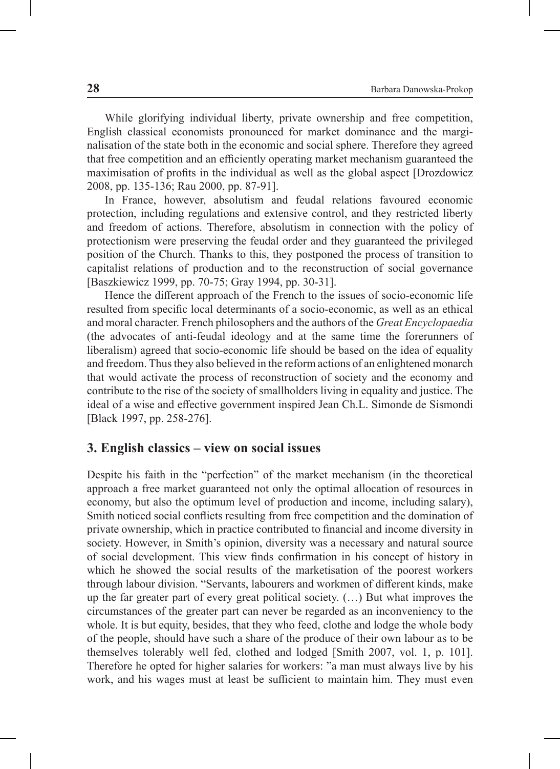While glorifying individual liberty, private ownership and free competition, English classical economists pronounced for market dominance and the marginalisation of the state both in the economic and social sphere. Therefore they agreed that free competition and an efficiently operating market mechanism guaranteed the maximisation of profits in the individual as well as the global aspect [Drozdowicz 2008, pp. 135-136; Rau 2000, pp. 87-91].

In France, however, absolutism and feudal relations favoured economic protection, including regulations and extensive control, and they restricted liberty and freedom of actions. Therefore, absolutism in connection with the policy of protectionism were preserving the feudal order and they guaranteed the privileged position of the Church. Thanks to this, they postponed the process of transition to capitalist relations of production and to the reconstruction of social governance [Baszkiewicz 1999, pp. 70-75; Gray 1994, pp. 30-31].

Hence the different approach of the French to the issues of socio-economic life resulted from specific local determinants of a socio-economic, as well as an ethical and moral character. French philosophers and the authors of the *Great Encyclopaedia* (the advocates of anti-feudal ideology and at the same time the forerunners of liberalism) agreed that socio-economic life should be based on the idea of equality and freedom. Thus they also believed in the reform actions of an enlightened monarch that would activate the process of reconstruction of society and the economy and contribute to the rise of the society of smallholders living in equality and justice. The ideal of a wise and effective government inspired Jean Ch.L. Simonde de Sismondi [Black 1997, pp. 258-276].

## 3. English classics – view on social issues

Despite his faith in the "perfection" of the market mechanism (in the theoretical approach a free market guaranteed not only the optimal allocation of resources in economy, but also the optimum level of production and income, including salary), Smith noticed social conflicts resulting from free competition and the domination of private ownership, which in practice contributed to financial and income diversity in society. However, in Smith's opinion, diversity was a necessary and natural source of social development. This view finds confirmation in his concept of history in which he showed the social results of the marketisation of the poorest workers through labour division. "Servants, labourers and workmen of different kinds, make up the far greater part of every great political society. (…) But what improves the circumstances of the greater part can never be regarded as an inconveniency to the whole. It is but equity, besides, that they who feed, clothe and lodge the whole body of the people, should have such a share of the produce of their own labour as to be themselves tolerably well fed, clothed and lodged [Smith 2007, vol. 1, p. 101]. Therefore he opted for higher salaries for workers: "a man must always live by his work, and his wages must at least be sufficient to maintain him. They must even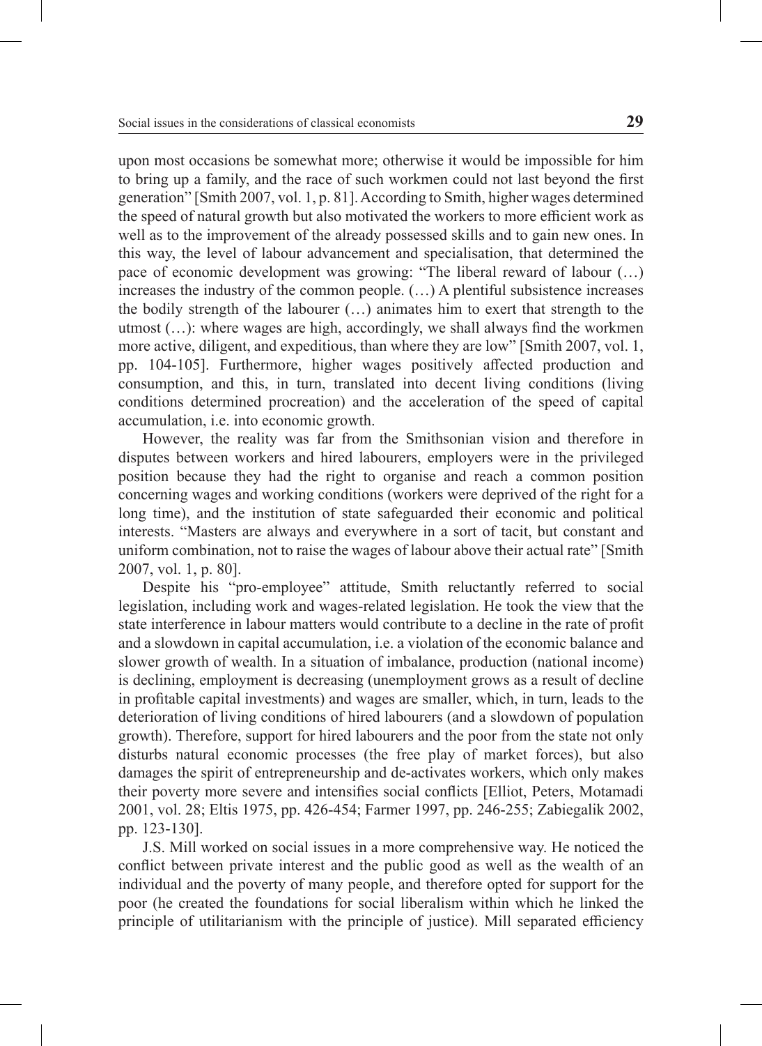upon most occasions be somewhat more; otherwise it would be impossible for him to bring up a family, and the race of such workmen could not last beyond the first generation" [Smith 2007, vol. 1, p. 81]. According to Smith, higher wages determined the speed of natural growth but also motivated the workers to more efficient work as well as to the improvement of the already possessed skills and to gain new ones. In this way, the level of labour advancement and specialisation, that determined the pace of economic development was growing: "The liberal reward of labour (…) increases the industry of the common people. (…) A plentiful subsistence increases the bodily strength of the labourer (…) animates him to exert that strength to the utmost (…): where wages are high, accordingly, we shall always find the workmen more active, diligent, and expeditious, than where they are low" [Smith 2007, vol. 1, pp. 104-105]. Furthermore, higher wages positively affected production and consumption, and this, in turn, translated into decent living conditions (living conditions determined procreation) and the acceleration of the speed of capital accumulation, i.e. into economic growth.

However, the reality was far from the Smithsonian vision and therefore in disputes between workers and hired labourers, employers were in the privileged position because they had the right to organise and reach a common position concerning wages and working conditions (workers were deprived of the right for a long time), and the institution of state safeguarded their economic and political interests. "Masters are always and everywhere in a sort of tacit, but constant and uniform combination, not to raise the wages of labour above their actual rate" [Smith 2007, vol. 1, p. 80].

Despite his "pro-employee" attitude, Smith reluctantly referred to social legislation, including work and wages-related legislation. He took the view that the state interference in labour matters would contribute to a decline in the rate of profit and a slowdown in capital accumulation, i.e. a violation of the economic balance and slower growth of wealth. In a situation of imbalance, production (national income) is declining, employment is decreasing (unemployment grows as a result of decline in profitable capital investments) and wages are smaller, which, in turn, leads to the deterioration of living conditions of hired labourers (and a slowdown of population growth). Therefore, support for hired labourers and the poor from the state not only disturbs natural economic processes (the free play of market forces), but also damages the spirit of entrepreneurship and de-activates workers, which only makes their poverty more severe and intensifies social conflicts [Elliot, Peters, Motamadi 2001, vol. 28; Eltis 1975, pp. 426-454; Farmer 1997, pp. 246-255; Zabiegalik 2002, pp. 123-130].

J.S. Mill worked on social issues in a more comprehensive way. He noticed the conflict between private interest and the public good as well as the wealth of an individual and the poverty of many people, and therefore opted for support for the poor (he created the foundations for social liberalism within which he linked the principle of utilitarianism with the principle of justice). Mill separated efficiency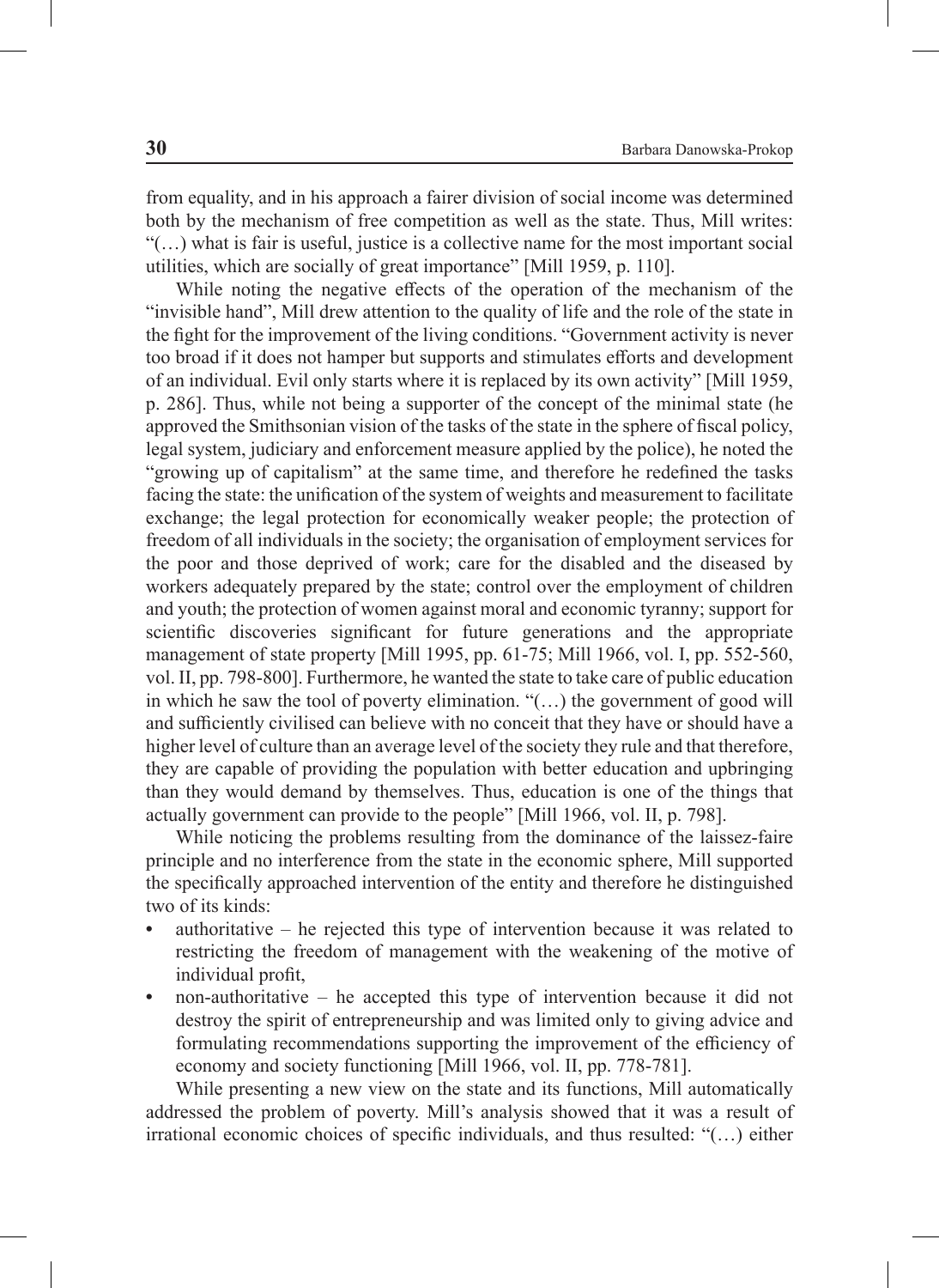from equality, and in his approach a fairer division of social income was determined both by the mechanism of free competition as well as the state. Thus, Mill writes: "(…) what is fair is useful, justice is a collective name for the most important social utilities, which are socially of great importance" [Mill 1959, p. 110].

While noting the negative effects of the operation of the mechanism of the "invisible hand", Mill drew attention to the quality of life and the role of the state in the fight for the improvement of the living conditions. "Government activity is never too broad if it does not hamper but supports and stimulates efforts and development of an individual. Evil only starts where it is replaced by its own activity" [Mill 1959, p. 286]. Thus, while not being a supporter of the concept of the minimal state (he approved the Smithsonian vision of the tasks of the state in the sphere of fiscal policy, legal system, judiciary and enforcement measure applied by the police), he noted the "growing up of capitalism" at the same time, and therefore he redefined the tasks facing the state: the unification of the system of weights and measurement to facilitate exchange; the legal protection for economically weaker people; the protection of freedom of all individuals in the society; the organisation of employment services for the poor and those deprived of work; care for the disabled and the diseased by workers adequately prepared by the state; control over the employment of children and youth; the protection of women against moral and economic tyranny; support for scientific discoveries significant for future generations and the appropriate management of state property [Mill 1995, pp. 61-75; Mill 1966, vol. I, pp. 552-560, vol. II, pp. 798-800]. Furthermore, he wanted the state to take care of public education in which he saw the tool of poverty elimination. "(…) the government of good will and sufficiently civilised can believe with no conceit that they have or should have a higher level of culture than an average level of the society they rule and that therefore, they are capable of providing the population with better education and upbringing than they would demand by themselves. Thus, education is one of the things that actually government can provide to the people" [Mill 1966, vol. II, p. 798].

While noticing the problems resulting from the dominance of the laissez-faire principle and no interference from the state in the economic sphere, Mill supported the specifically approached intervention of the entity and therefore he distinguished two of its kinds:

- authoritative – he rejected this type of intervention because it was related to restricting the freedom of management with the weakening of the motive of individual profit,
- non-authoritative – he accepted this type of intervention because it did not destroy the spirit of entrepreneurship and was limited only to giving advice and formulating recommendations supporting the improvement of the efficiency of economy and society functioning [Mill 1966, vol. II, pp. 778-781].

While presenting a new view on the state and its functions, Mill automatically addressed the problem of poverty. Mill's analysis showed that it was a result of irrational economic choices of specific individuals, and thus resulted: "(…) either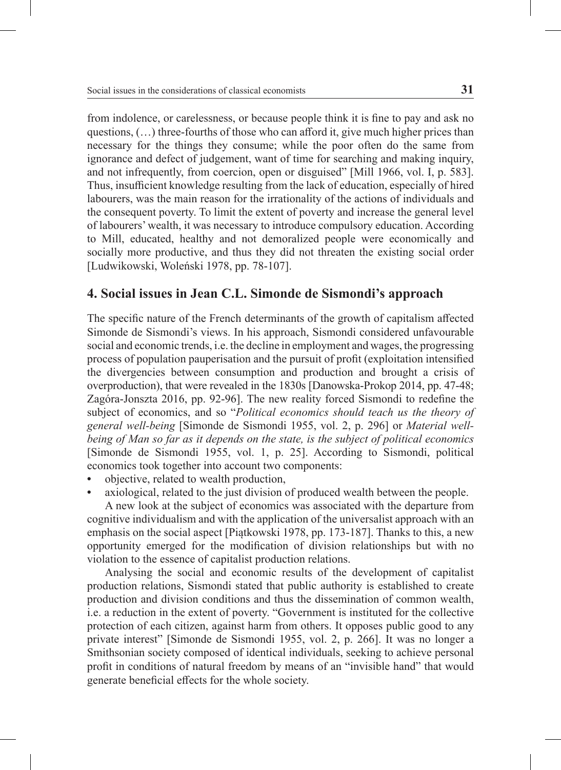from indolence, or carelessness, or because people think it is fine to pay and ask no questions, (…) three-fourths of those who can afford it, give much higher prices than necessary for the things they consume; while the poor often do the same from ignorance and defect of judgement, want of time for searching and making inquiry, and not infrequently, from coercion, open or disguised" [Mill 1966, vol. I, p. 583]. Thus, insufficient knowledge resulting from the lack of education, especially of hired labourers, was the main reason for the irrationality of the actions of individuals and the consequent poverty. To limit the extent of poverty and increase the general level of labourers' wealth, it was necessary to introduce compulsory education. According to Mill, educated, healthy and not demoralized people were economically and socially more productive, and thus they did not threaten the existing social order [Ludwikowski, Woleński 1978, pp. 78-107].

## 4. Social issues in Jean C.L. Simonde de Sismondi's approach

The specific nature of the French determinants of the growth of capitalism affected Simonde de Sismondi's views. In his approach, Sismondi considered unfavourable social and economic trends, i.e. the decline in employment and wages, the progressing process of population pauperisation and the pursuit of profit (exploitation intensified the divergencies between consumption and production and brought a crisis of overproduction), that were revealed in the 1830s [Danowska-Prokop 2014, pp. 47-48; Zagóra-Jonszta 2016, pp. 92-96]. The new reality forced Sismondi to redefine the subject of economics, and so "*Political economics should teach us the theory of general well-being* [Simonde de Sismondi 1955, vol. 2, p. 296] or *Material well-being of Man so far as it depends on the state, is the subject of political economics* [Simonde de Sismondi 1955, vol. 1, p. 25]. According to Sismondi, political economics took together into account two components:

- objective, related to wealth production,
- axiological, related to the just division of produced wealth between the people.

A new look at the subject of economics was associated with the departure from cognitive individualism and with the application of the universalist approach with an emphasis on the social aspect [Piątkowski 1978, pp. 173-187]. Thanks to this, a new opportunity emerged for the modification of division relationships but with no violation to the essence of capitalist production relations.

Analysing the social and economic results of the development of capitalist production relations, Sismondi stated that public authority is established to create production and division conditions and thus the dissemination of common wealth, i.e. a reduction in the extent of poverty. "Government is instituted for the collective protection of each citizen, against harm from others. It opposes public good to any private interest" [Simonde de Sismondi 1955, vol. 2, p. 266]. It was no longer a Smithsonian society composed of identical individuals, seeking to achieve personal profit in conditions of natural freedom by means of an "invisible hand" that would generate beneficial effects for the whole society.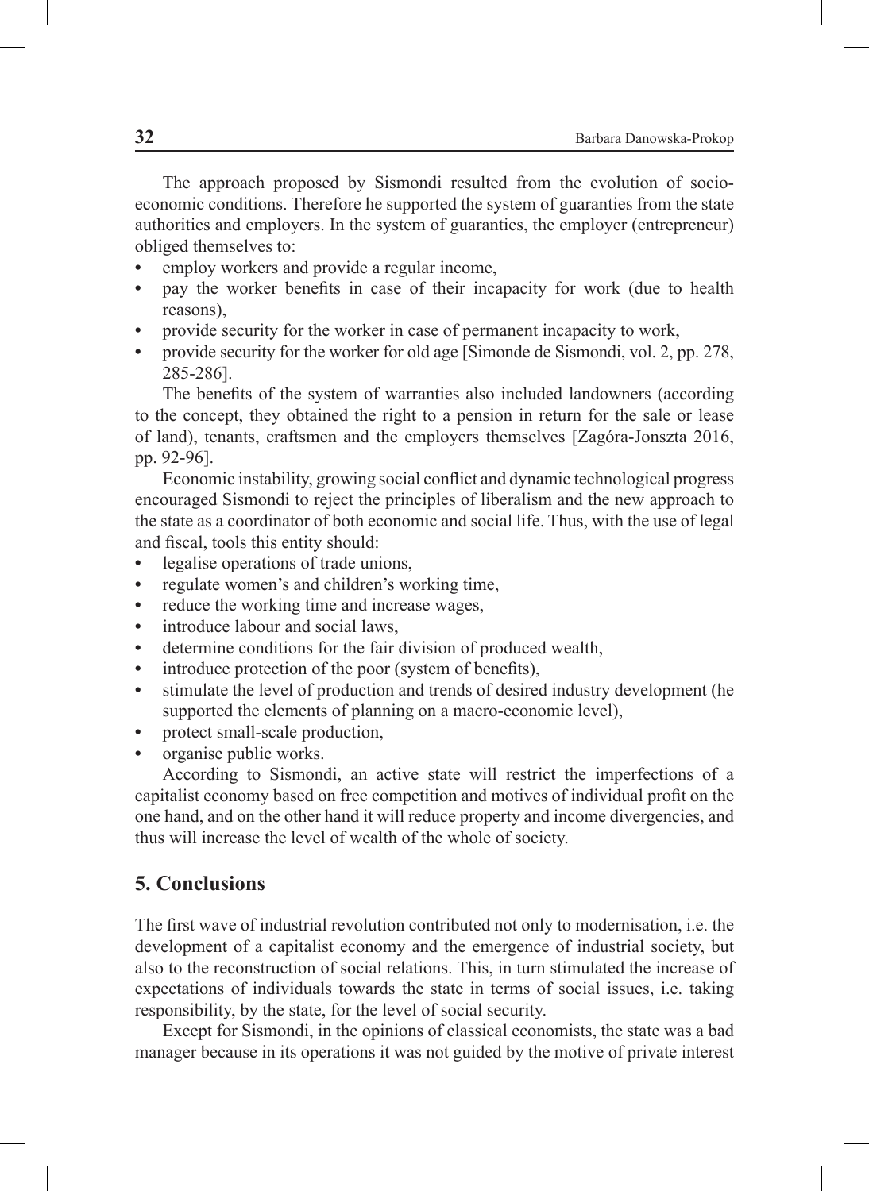The approach proposed by Sismondi resulted from the evolution of socio-economic conditions. Therefore he supported the system of guaranties from the state authorities and employers. In the system of guaranties, the employer (entrepreneur) obliged themselves to:

- employ workers and provide a regular income,
- pay the worker benefits in case of their incapacity for work (due to health reasons),
- provide security for the worker in case of permanent incapacity to work,
- provide security for the worker for old age [Simonde de Sismondi, vol. 2, pp. 278, 285-286].

The benefits of the system of warranties also included landowners (according to the concept, they obtained the right to a pension in return for the sale or lease of land), tenants, craftsmen and the employers themselves [Zagóra-Jonszta 2016, pp. 92-96].

Economic instability, growing social conflict and dynamic technological progress encouraged Sismondi to reject the principles of liberalism and the new approach to the state as a coordinator of both economic and social life. Thus, with the use of legal and fiscal, tools this entity should:

- legalise operations of trade unions,
- regulate women's and children's working time,
- reduce the working time and increase wages,
- introduce labour and social laws,
- determine conditions for the fair division of produced wealth,
- introduce protection of the poor (system of benefits),
- stimulate the level of production and trends of desired industry development (he supported the elements of planning on a macro-economic level),
- protect small-scale production,
- organise public works.

According to Sismondi, an active state will restrict the imperfections of a capitalist economy based on free competition and motives of individual profit on the one hand, and on the other hand it will reduce property and income divergencies, and thus will increase the level of wealth of the whole of society.

## 5. Conclusions

The first wave of industrial revolution contributed not only to modernisation, i.e. the development of a capitalist economy and the emergence of industrial society, but also to the reconstruction of social relations. This, in turn stimulated the increase of expectations of individuals towards the state in terms of social issues, i.e. taking responsibility, by the state, for the level of social security.

Except for Sismondi, in the opinions of classical economists, the state was a bad manager because in its operations it was not guided by the motive of private interest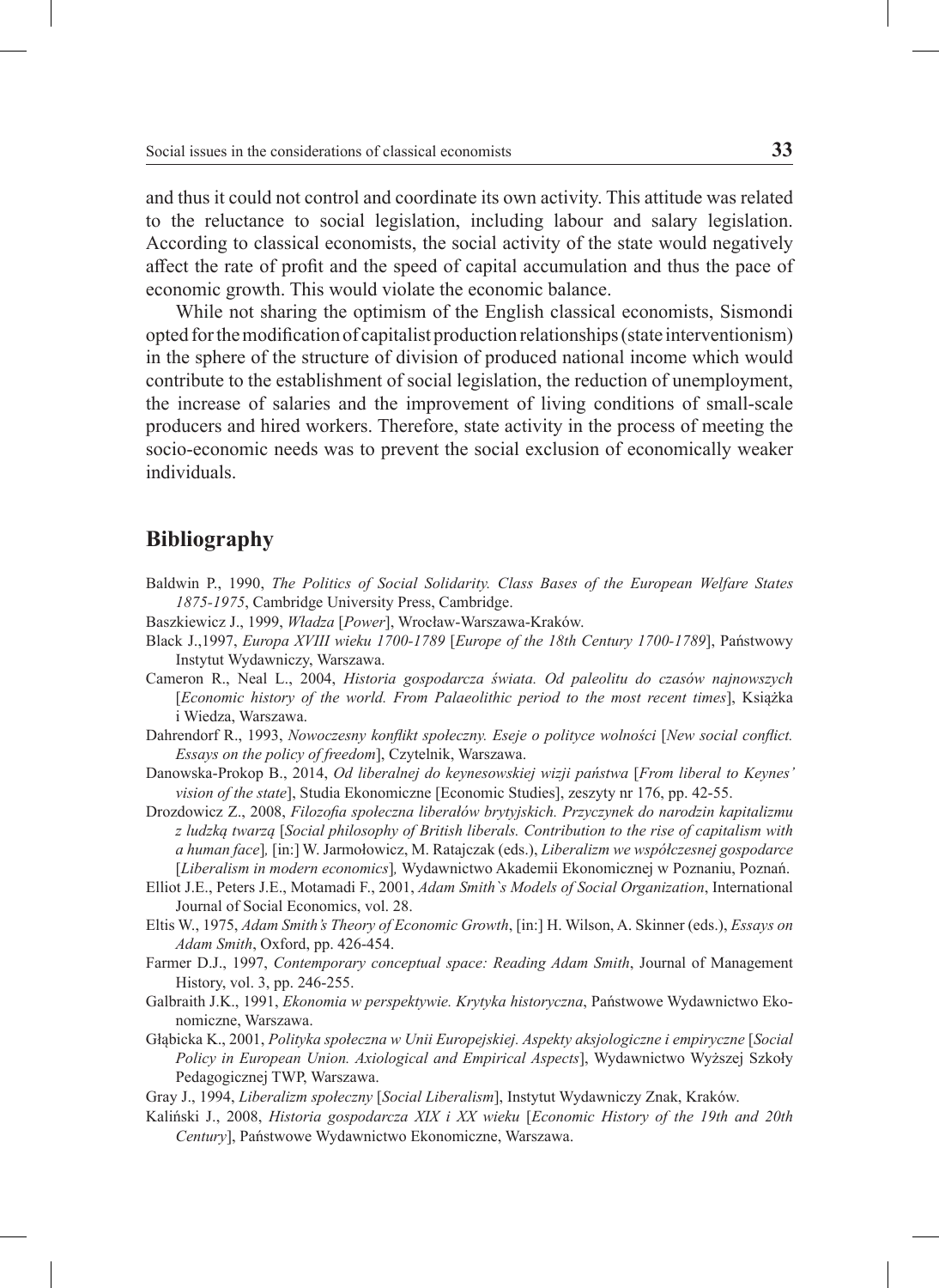and thus it could not control and coordinate its own activity. This attitude was related to the reluctance to social legislation, including labour and salary legislation. According to classical economists, the social activity of the state would negatively affect the rate of profit and the speed of capital accumulation and thus the pace of economic growth. This would violate the economic balance.

While not sharing the optimism of the English classical economists, Sismondi opted for the modification of capitalist production relationships (state interventionism) in the sphere of the structure of division of produced national income which would contribute to the establishment of social legislation, the reduction of unemployment, the increase of salaries and the improvement of living conditions of small-scale producers and hired workers. Therefore, state activity in the process of meeting the socio-economic needs was to prevent the social exclusion of economically weaker individuals.

## Bibliography

Baldwin P., 1990, *The Politics of Social Solidarity. Class Bases of the European Welfare States 1875-1975*, Cambridge University Press, Cambridge.

Baszkiewicz J., 1999, *Władza* [*Power*], Wrocław-Warszawa-Kraków.

Black J.,1997, *Europa XVIII wieku 1700-1789* [*Europe of the 18th Century 1700-1789*], Państwowy Instytut Wydawniczy, Warszawa.

Cameron R., Neal L., 2004, *Historia gospodarcza świata. Od paleolitu do czasów najnowszych* [*Economic history of the world. From Palaeolithic period to the most recent times*], Książka i Wiedza, Warszawa.

Dahrendorf R., 1993, *Nowoczesny konflikt społeczny. Eseje o polityce wolności* [*New social conflict. Essays on the policy of freedom*], Czytelnik, Warszawa.

Danowska-Prokop B., 2014, *Od liberalnej do keynesowskiej wizji państwa* [*From liberal to Keynes' vision of the state*], Studia Ekonomiczne [Economic Studies], zeszyty nr 176, pp. 42-55.

Drozdowicz Z., 2008, *Filozofia społeczna liberałów brytyjskich. Przyczynek do narodzin kapitalizmu z ludzką twarzą* [*Social philosophy of British liberals. Contribution to the rise of capitalism with a human face*]*,* [in:] W. Jarmołowicz, M. Ratajczak (eds.), *Liberalizm we współczesnej gospodarce* [*Liberalism in modern economics*]*,* Wydawnictwo Akademii Ekonomicznej w Poznaniu, Poznań.

Elliot J.E., Peters J.E., Motamadi F., 2001, *Adam Smith`s Models of Social Organization*, International Journal of Social Economics, vol. 28.

Eltis W., 1975, *Adam Smith's Theory of Economic Growth*, [in:] H. Wilson, A. Skinner (eds.), *Essays on Adam Smith*, Oxford, pp. 426-454.

Farmer D.J., 1997, *Contemporary conceptual space: Reading Adam Smith*, Journal of Management History, vol. 3, pp. 246-255.

Galbraith J.K., 1991, *Ekonomia w perspektywie. Krytyka historyczna*, Państwowe Wydawnictwo Ekonomiczne, Warszawa.

Głąbicka K., 2001, *Polityka społeczna w Unii Europejskiej. Aspekty aksjologiczne i empiryczne* [*Social Policy in European Union. Axiological and Empirical Aspects*], Wydawnictwo Wyższej Szkoły Pedagogicznej TWP, Warszawa.

Gray J., 1994, *Liberalizm społeczny* [*Social Liberalism*], Instytut Wydawniczy Znak, Kraków.

Kaliński J., 2008, *Historia gospodarcza XIX i XX wieku* [*Economic History of the 19th and 20th Century*], Państwowe Wydawnictwo Ekonomiczne, Warszawa.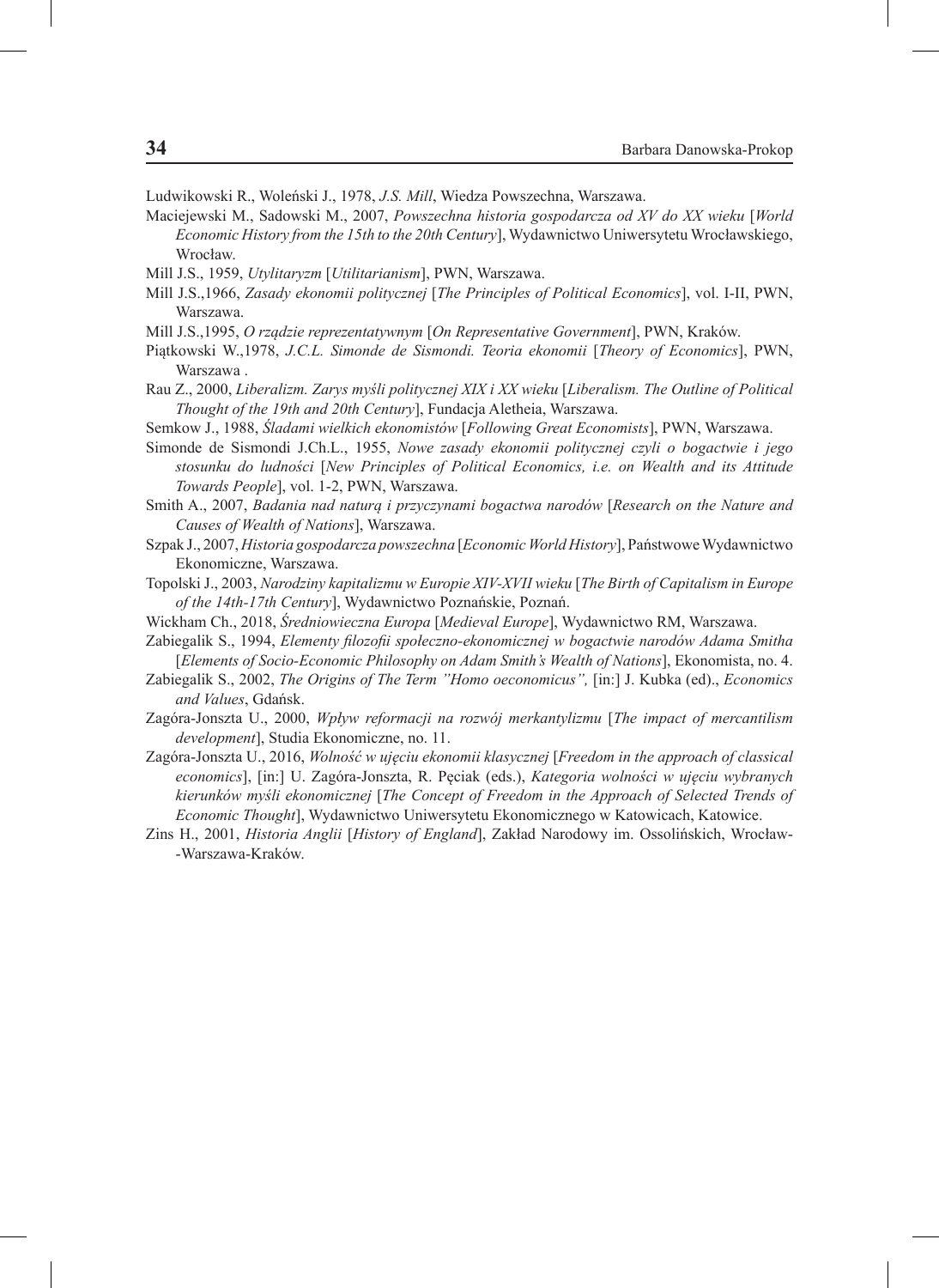Ludwikowski R., Woleński J., 1978, *J.S. Mill*, Wiedza Powszechna, Warszawa.

Maciejewski M., Sadowski M., 2007, *Powszechna historia gospodarcza od XV do XX wieku* [*World Economic History from the 15th to the 20th Century*], Wydawnictwo Uniwersytetu Wrocławskiego, Wrocław.

Mill J.S., 1959, *Utylitaryzm* [*Utilitarianism*], PWN, Warszawa.

Mill J.S.,1966, *Zasady ekonomii politycznej* [*The Principles of Political Economics*], vol. I-II, PWN, Warszawa.

Mill J.S.,1995, *O rządzie reprezentatywnym* [*On Representative Government*], PWN, Kraków.

Piątkowski W.,1978, *J.C.L. Simonde de Sismondi. Teoria ekonomii* [*Theory of Economics*], PWN, Warszawa .

Rau Z., 2000, *Liberalizm. Zarys myśli politycznej XIX i XX wieku* [*Liberalism. The Outline of Political Thought of the 19th and 20th Century*], Fundacja Aletheia, Warszawa.

Semkow J., 1988, *Śladami wielkich ekonomistów* [*Following Great Economists*], PWN, Warszawa.

Simonde de Sismondi J.Ch.L., 1955, *Nowe zasady ekonomii politycznej czyli o bogactwie i jego stosunku do ludności* [*New Principles of Political Economics, i.e. on Wealth and its Attitude Towards People*], vol. 1-2, PWN, Warszawa.

Smith A., 2007, *Badania nad naturą i przyczynami bogactwa narodów* [*Research on the Nature and Causes of Wealth of Nations*], Warszawa.

Szpak J., 2007, *Historia gospodarcza powszechna* [*Economic World History*], Państwowe Wydawnictwo Ekonomiczne, Warszawa.

Topolski J., 2003, *Narodziny kapitalizmu w Europie XIV-XVII wieku* [*The Birth of Capitalism in Europe of the 14th-17th Century*], Wydawnictwo Poznańskie, Poznań.

Wickham Ch., 2018, *Średniowieczna Europa* [*Medieval Europe*], Wydawnictwo RM, Warszawa.

Zabiegalik S., 1994, *Elementy filozofii społeczno-ekonomicznej w bogactwie narodów Adama Smitha* [*Elements of Socio-Economic Philosophy on Adam Smith's Wealth of Nations*], Ekonomista, no. 4.

Zabiegalik S., 2002, *The Origins of The Term "Homo oeconomicus",* [in:] J. Kubka (ed)., *Economics and Values*, Gdańsk.

Zagóra-Jonszta U., 2000, *Wpływ reformacji na rozwój merkantylizmu* [*The impact of mercantilism development*], Studia Ekonomiczne, no. 11.

Zagóra-Jonszta U., 2016, *Wolność w ujęciu ekonomii klasycznej* [*Freedom in the approach of classical economics*], [in:] U. Zagóra-Jonszta, R. Pęciak (eds.), *Kategoria wolności w ujęciu wybranych kierunków myśli ekonomicznej* [*The Concept of Freedom in the Approach of Selected Trends of Economic Thought*], Wydawnictwo Uniwersytetu Ekonomicznego w Katowicach, Katowice.

Zins H., 2001, *Historia Anglii* [*History of England*], Zakład Narodowy im. Ossolińskich, Wrocław--Warszawa-Kraków.